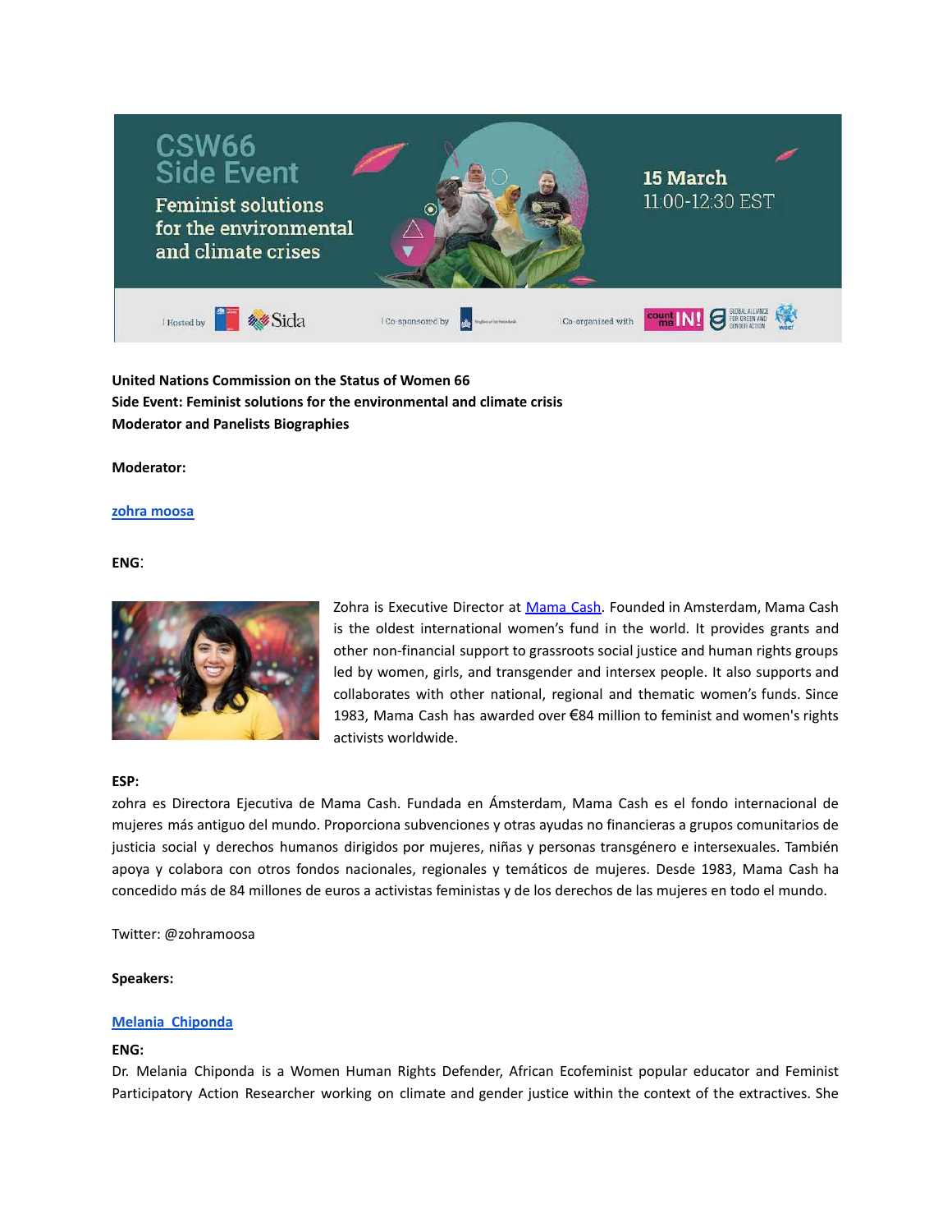**United Nations Commission on the Status of Women 66**
**Side Event: Feminist solutions for the environmental and climate crisis**
**Moderator and Panelists Biographies**

**Moderator:**

[zohra moosa](#)

**ENG**:

Zohra is Executive Director at [Mama Cash](#). Founded in Amsterdam, Mama Cash is the oldest international women's fund in the world. It provides grants and other non-financial support to grassroots social justice and human rights groups led by women, girls, and transgender and intersex people. It also supports and collaborates with other national, regional and thematic women's funds. Since 1983, Mama Cash has awarded over €84 million to feminist and women's rights activists worldwide.

**ESP:**

zohra es Directora Ejecutiva de Mama Cash. Fundada en Ámsterdam, Mama Cash es el fondo internacional de mujeres más antiguo del mundo. Proporciona subvenciones y otras ayudas no financieras a grupos comunitarios de justicia social y derechos humanos dirigidos por mujeres, niñas y personas transgénero e intersexuales. También apoya y colabora con otros fondos nacionales, regionales y temáticos de mujeres. Desde 1983, Mama Cash ha concedido más de 84 millones de euros a activistas feministas y de los derechos de las mujeres en todo el mundo.

Twitter: @zohramoosa

**Speakers:**

[Melania Chiponda](#)

**ENG:**

Dr. Melania Chiponda is a Women Human Rights Defender, African Ecofeminist popular educator and Feminist Participatory Action Researcher working on climate and gender justice within the context of the extractives. She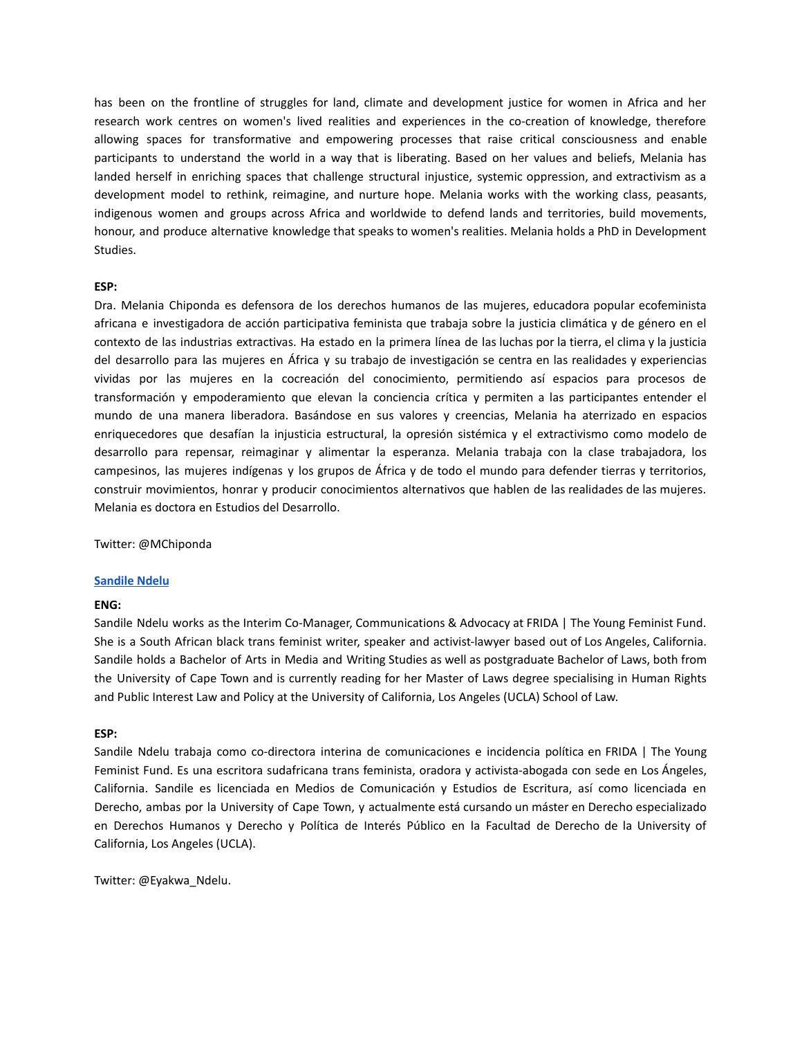has been on the frontline of struggles for land, climate and development justice for women in Africa and her research work centres on women's lived realities and experiences in the co-creation of knowledge, therefore allowing spaces for transformative and empowering processes that raise critical consciousness and enable participants to understand the world in a way that is liberating. Based on her values and beliefs, Melania has landed herself in enriching spaces that challenge structural injustice, systemic oppression, and extractivism as a development model to rethink, reimagine, and nurture hope. Melania works with the working class, peasants, indigenous women and groups across Africa and worldwide to defend lands and territories, build movements, honour, and produce alternative knowledge that speaks to women's realities. Melania holds a PhD in Development Studies.

**ESP:**

Dra. Melania Chiponda es defensora de los derechos humanos de las mujeres, educadora popular ecofeminista africana e investigadora de acción participativa feminista que trabaja sobre la justicia climática y de género en el contexto de las industrias extractivas. Ha estado en la primera línea de las luchas por la tierra, el clima y la justicia del desarrollo para las mujeres en África y su trabajo de investigación se centra en las realidades y experiencias vividas por las mujeres en la cocreación del conocimiento, permitiendo así espacios para procesos de transformación y empoderamiento que elevan la conciencia crítica y permiten a las participantes entender el mundo de una manera liberadora. Basándose en sus valores y creencias, Melania ha aterrizado en espacios enriquecedores que desafían la injusticia estructural, la opresión sistémica y el extractivismo como modelo de desarrollo para repensar, reimaginar y alimentar la esperanza. Melania trabaja con la clase trabajadora, los campesinos, las mujeres indígenas y los grupos de África y de todo el mundo para defender tierras y territorios, construir movimientos, honrar y producir conocimientos alternativos que hablen de las realidades de las mujeres. Melania es doctora en Estudios del Desarrollo.

Twitter: @MChiponda

**Sandile Ndelu**

**ENG:**

Sandile Ndelu works as the Interim Co-Manager, Communications & Advocacy at FRIDA | The Young Feminist Fund. She is a South African black trans feminist writer, speaker and activist-lawyer based out of Los Angeles, California. Sandile holds a Bachelor of Arts in Media and Writing Studies as well as postgraduate Bachelor of Laws, both from the University of Cape Town and is currently reading for her Master of Laws degree specialising in Human Rights and Public Interest Law and Policy at the University of California, Los Angeles (UCLA) School of Law.

**ESP:**

Sandile Ndelu trabaja como co-directora interina de comunicaciones e incidencia política en FRIDA | The Young Feminist Fund. Es una escritora sudafricana trans feminista, oradora y activista-abogada con sede en Los Ángeles, California. Sandile es licenciada en Medios de Comunicación y Estudios de Escritura, así como licenciada en Derecho, ambas por la University of Cape Town, y actualmente está cursando un máster en Derecho especializado en Derechos Humanos y Derecho y Política de Interés Público en la Facultad de Derecho de la University of California, Los Angeles (UCLA).

Twitter: @Eyakwa_Ndelu.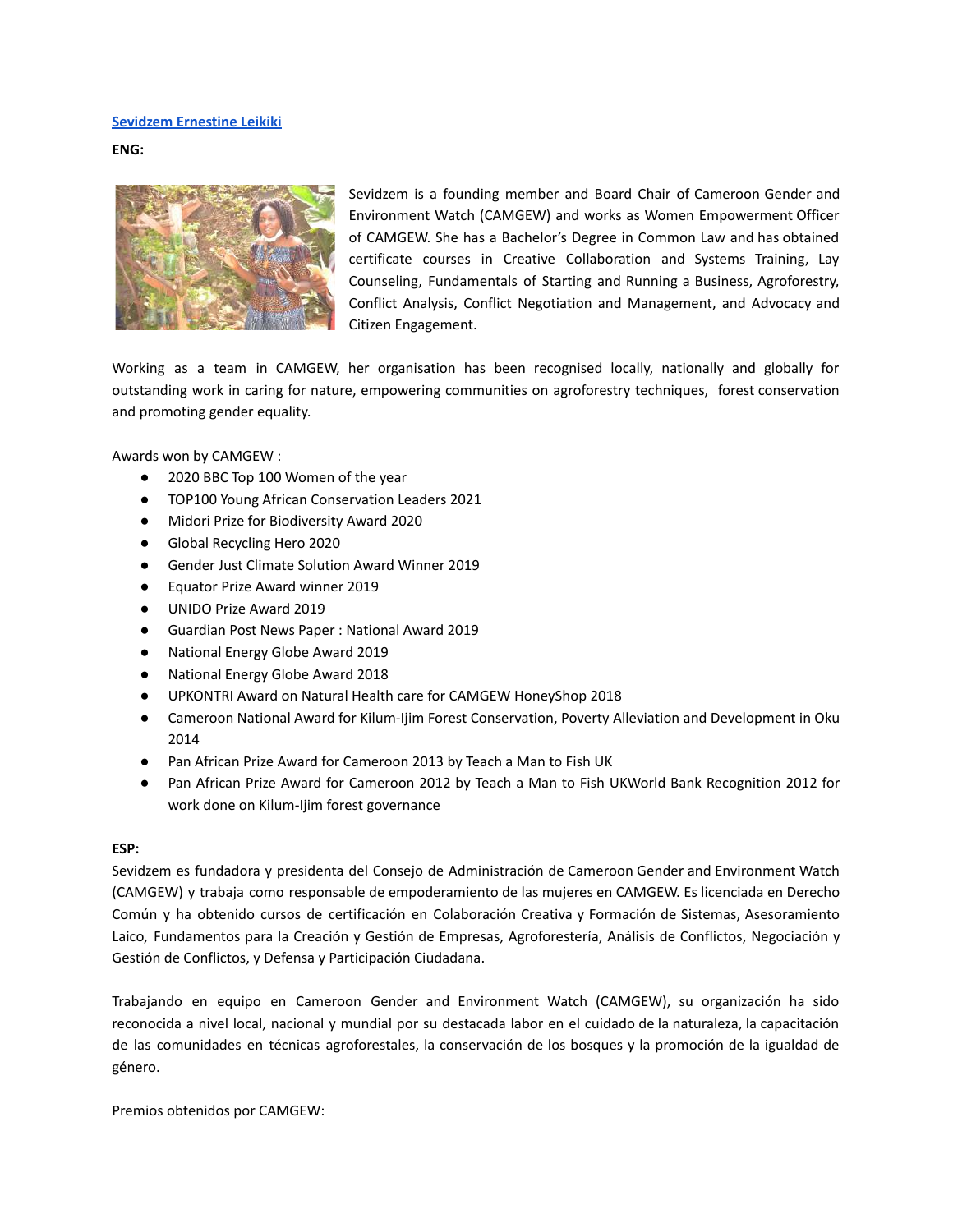[Sevidzem Ernestine Leikiki](#)

**ENG:**

Sevidzem is a founding member and Board Chair of Cameroon Gender and Environment Watch (CAMGEW) and works as Women Empowerment Officer of CAMGEW. She has a Bachelor's Degree in Common Law and has obtained certificate courses in Creative Collaboration and Systems Training, Lay Counseling, Fundamentals of Starting and Running a Business, Agroforestry, Conflict Analysis, Conflict Negotiation and Management, and Advocacy and Citizen Engagement.

Working as a team in CAMGEW, her organisation has been recognised locally, nationally and globally for outstanding work in caring for nature, empowering communities on agroforestry techniques, forest conservation and promoting gender equality.

Awards won by CAMGEW :

- 2020 BBC Top 100 Women of the year
- TOP100 Young African Conservation Leaders 2021
- Midori Prize for Biodiversity Award 2020
- Global Recycling Hero 2020
- Gender Just Climate Solution Award Winner 2019
- Equator Prize Award winner 2019
- UNIDO Prize Award 2019
- Guardian Post News Paper : National Award 2019
- National Energy Globe Award 2019
- National Energy Globe Award 2018
- UPKONTRI Award on Natural Health care for CAMGEW HoneyShop 2018
- Cameroon National Award for Kilum-Ijim Forest Conservation, Poverty Alleviation and Development in Oku 2014
- Pan African Prize Award for Cameroon 2013 by Teach a Man to Fish UK
- Pan African Prize Award for Cameroon 2012 by Teach a Man to Fish UKWorld Bank Recognition 2012 for work done on Kilum-Ijim forest governance

**ESP:**

Sevidzem es fundadora y presidenta del Consejo de Administración de Cameroon Gender and Environment Watch (CAMGEW) y trabaja como responsable de empoderamiento de las mujeres en CAMGEW. Es licenciada en Derecho Común y ha obtenido cursos de certificación en Colaboración Creativa y Formación de Sistemas, Asesoramiento Laico, Fundamentos para la Creación y Gestión de Empresas, Agroforestería, Análisis de Conflictos, Negociación y Gestión de Conflictos, y Defensa y Participación Ciudadana.

Trabajando en equipo en Cameroon Gender and Environment Watch (CAMGEW), su organización ha sido reconocida a nivel local, nacional y mundial por su destacada labor en el cuidado de la naturaleza, la capacitación de las comunidades en técnicas agroforestales, la conservación de los bosques y la promoción de la igualdad de género.

Premios obtenidos por CAMGEW: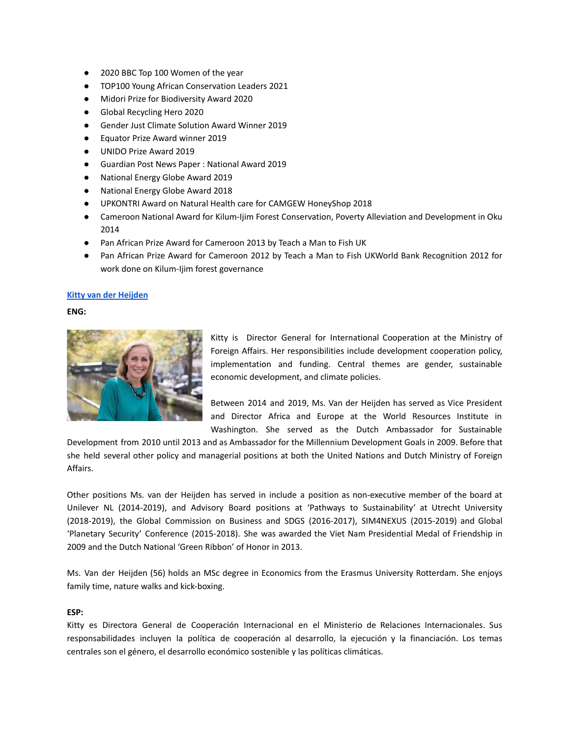- 2020 BBC Top 100 Women of the year
- TOP100 Young African Conservation Leaders 2021
- Midori Prize for Biodiversity Award 2020
- Global Recycling Hero 2020
- Gender Just Climate Solution Award Winner 2019
- Equator Prize Award winner 2019
- UNIDO Prize Award 2019
- Guardian Post News Paper : National Award 2019
- National Energy Globe Award 2019
- National Energy Globe Award 2018
- UPKONTRI Award on Natural Health care for CAMGEW HoneyShop 2018
- Cameroon National Award for Kilum-Ijim Forest Conservation, Poverty Alleviation and Development in Oku 2014
- Pan African Prize Award for Cameroon 2013 by Teach a Man to Fish UK
- Pan African Prize Award for Cameroon 2012 by Teach a Man to Fish UKWorld Bank Recognition 2012 for work done on Kilum-Ijim forest governance

## Kitty van der Heijden

**ENG:**

Kitty is Director General for International Cooperation at the Ministry of Foreign Affairs. Her responsibilities include development cooperation policy, implementation and funding. Central themes are gender, sustainable economic development, and climate policies.

Between 2014 and 2019, Ms. Van der Heijden has served as Vice President and Director Africa and Europe at the World Resources Institute in Washington. She served as the Dutch Ambassador for Sustainable Development from 2010 until 2013 and as Ambassador for the Millennium Development Goals in 2009. Before that she held several other policy and managerial positions at both the United Nations and Dutch Ministry of Foreign Affairs.

Other positions Ms. van der Heijden has served in include a position as non-executive member of the board at Unilever NL (2014-2019), and Advisory Board positions at 'Pathways to Sustainability' at Utrecht University (2018-2019), the Global Commission on Business and SDGS (2016-2017), SIM4NEXUS (2015-2019) and Global 'Planetary Security' Conference (2015-2018). She was awarded the Viet Nam Presidential Medal of Friendship in 2009 and the Dutch National 'Green Ribbon' of Honor in 2013.

Ms. Van der Heijden (56) holds an MSc degree in Economics from the Erasmus University Rotterdam. She enjoys family time, nature walks and kick-boxing.

**ESP:**

Kitty es Directora General de Cooperación Internacional en el Ministerio de Relaciones Internacionales. Sus responsabilidades incluyen la política de cooperación al desarrollo, la ejecución y la financiación. Los temas centrales son el género, el desarrollo económico sostenible y las políticas climáticas.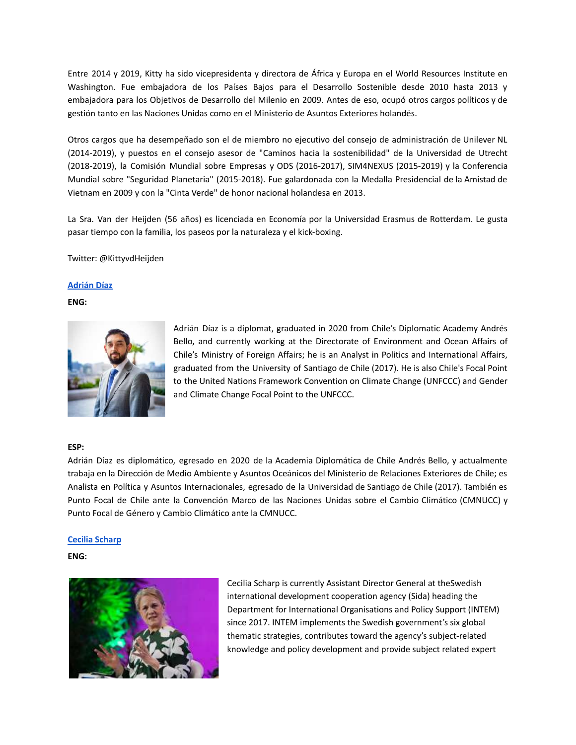Entre 2014 y 2019, Kitty ha sido vicepresidenta y directora de África y Europa en el World Resources Institute en Washington. Fue embajadora de los Países Bajos para el Desarrollo Sostenible desde 2010 hasta 2013 y embajadora para los Objetivos de Desarrollo del Milenio en 2009. Antes de eso, ocupó otros cargos políticos y de gestión tanto en las Naciones Unidas como en el Ministerio de Asuntos Exteriores holandés.

Otros cargos que ha desempeñado son el de miembro no ejecutivo del consejo de administración de Unilever NL (2014-2019), y puestos en el consejo asesor de "Caminos hacia la sostenibilidad" de la Universidad de Utrecht (2018-2019), la Comisión Mundial sobre Empresas y ODS (2016-2017), SIM4NEXUS (2015-2019) y la Conferencia Mundial sobre "Seguridad Planetaria" (2015-2018). Fue galardonada con la Medalla Presidencial de la Amistad de Vietnam en 2009 y con la "Cinta Verde" de honor nacional holandesa en 2013.

La Sra. Van der Heijden (56 años) es licenciada en Economía por la Universidad Erasmus de Rotterdam. Le gusta pasar tiempo con la familia, los paseos por la naturaleza y el kick-boxing.

Twitter: @KittyvdHeijden

### Adrián Díaz

**ENG:**

Adrián Díaz is a diplomat, graduated in 2020 from Chile's Diplomatic Academy Andrés Bello, and currently working at the Directorate of Environment and Ocean Affairs of Chile's Ministry of Foreign Affairs; he is an Analyst in Politics and International Affairs, graduated from the University of Santiago de Chile (2017). He is also Chile's Focal Point to the United Nations Framework Convention on Climate Change (UNFCCC) and Gender and Climate Change Focal Point to the UNFCCC.

**ESP:**

Adrián Díaz es diplomático, egresado en 2020 de la Academia Diplomática de Chile Andrés Bello, y actualmente trabaja en la Dirección de Medio Ambiente y Asuntos Oceánicos del Ministerio de Relaciones Exteriores de Chile; es Analista en Política y Asuntos Internacionales, egresado de la Universidad de Santiago de Chile (2017). También es Punto Focal de Chile ante la Convención Marco de las Naciones Unidas sobre el Cambio Climático (CMNUCC) y Punto Focal de Género y Cambio Climático ante la CMNUCC.

### Cecilia Scharp

**ENG:**

Cecilia Scharp is currently Assistant Director General at theSwedish international development cooperation agency (Sida) heading the Department for International Organisations and Policy Support (INTEM) since 2017. INTEM implements the Swedish government's six global thematic strategies, contributes toward the agency's subject-related knowledge and policy development and provide subject related expert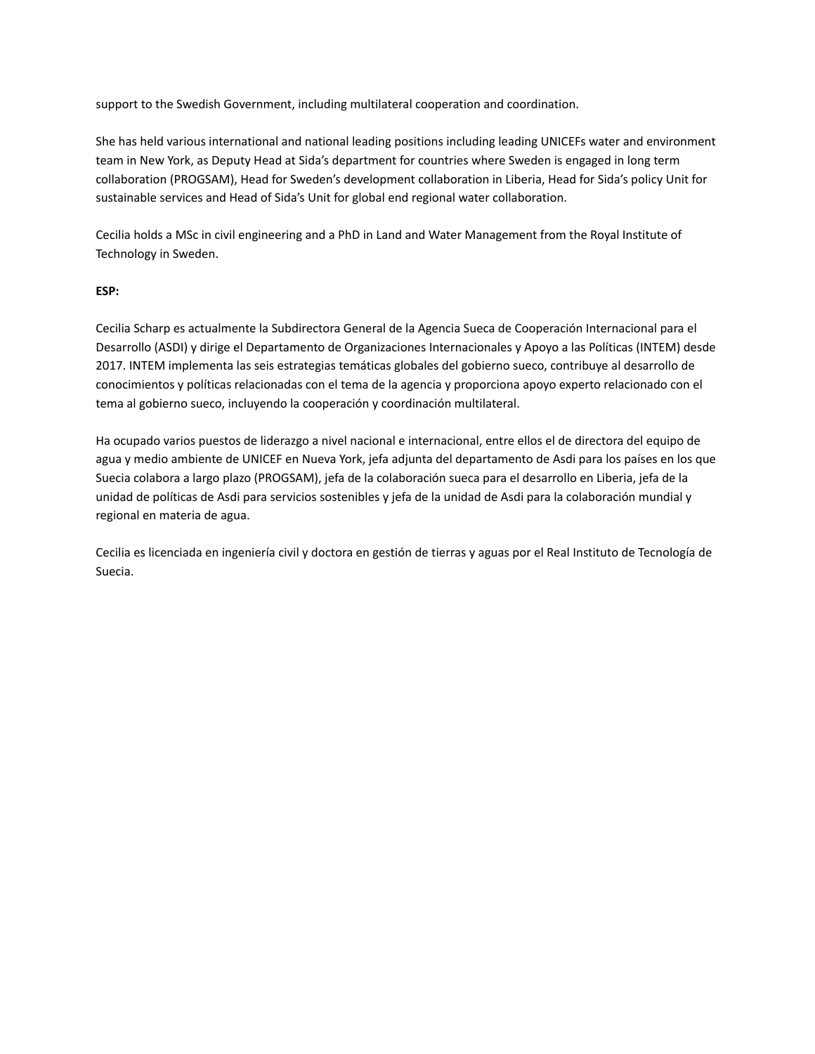support to the Swedish Government, including multilateral cooperation and coordination.

She has held various international and national leading positions including leading UNICEFs water and environment team in New York, as Deputy Head at Sida's department for countries where Sweden is engaged in long term collaboration (PROGSAM), Head for Sweden's development collaboration in Liberia, Head for Sida's policy Unit for sustainable services and Head of Sida's Unit for global end regional water collaboration.

Cecilia holds a MSc in civil engineering and a PhD in Land and Water Management from the Royal Institute of Technology in Sweden.

**ESP:**

Cecilia Scharp es actualmente la Subdirectora General de la Agencia Sueca de Cooperación Internacional para el Desarrollo (ASDI) y dirige el Departamento de Organizaciones Internacionales y Apoyo a las Políticas (INTEM) desde 2017. INTEM implementa las seis estrategias temáticas globales del gobierno sueco, contribuye al desarrollo de conocimientos y políticas relacionadas con el tema de la agencia y proporciona apoyo experto relacionado con el tema al gobierno sueco, incluyendo la cooperación y coordinación multilateral.

Ha ocupado varios puestos de liderazgo a nivel nacional e internacional, entre ellos el de directora del equipo de agua y medio ambiente de UNICEF en Nueva York, jefa adjunta del departamento de Asdi para los países en los que Suecia colabora a largo plazo (PROGSAM), jefa de la colaboración sueca para el desarrollo en Liberia, jefa de la unidad de políticas de Asdi para servicios sostenibles y jefa de la unidad de Asdi para la colaboración mundial y regional en materia de agua.

Cecilia es licenciada en ingeniería civil y doctora en gestión de tierras y aguas por el Real Instituto de Tecnología de Suecia.